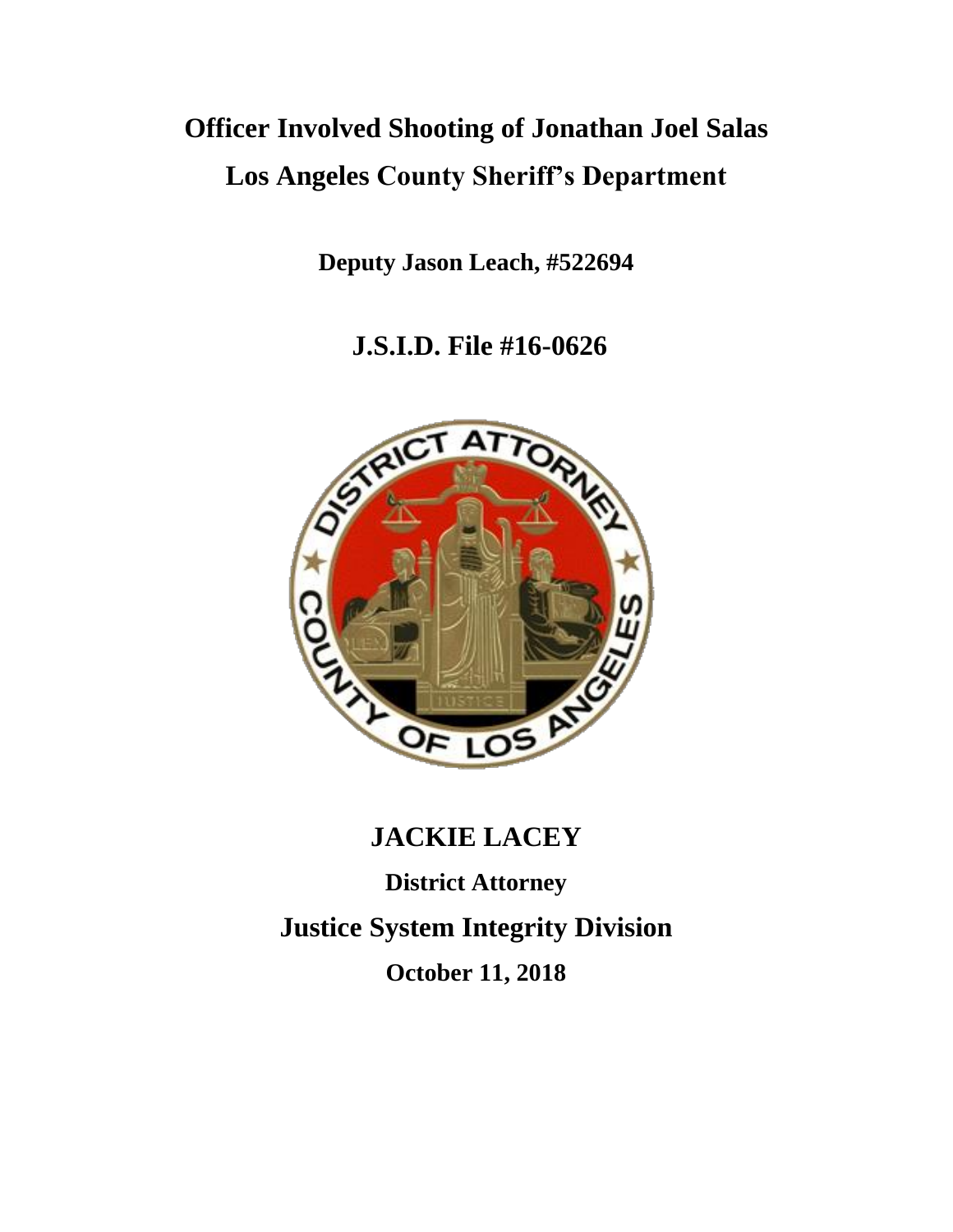# Officer Involved Shooting of Jonathan Joel Salas

# Los Angeles County Sheriff's Department

**Deputy Jason Leach, #522694**

## J.S.I.D. File #16-0626

## JACKIE LACEY

**District Attorney**

## Justice System Integrity Division

**October 11, 2018**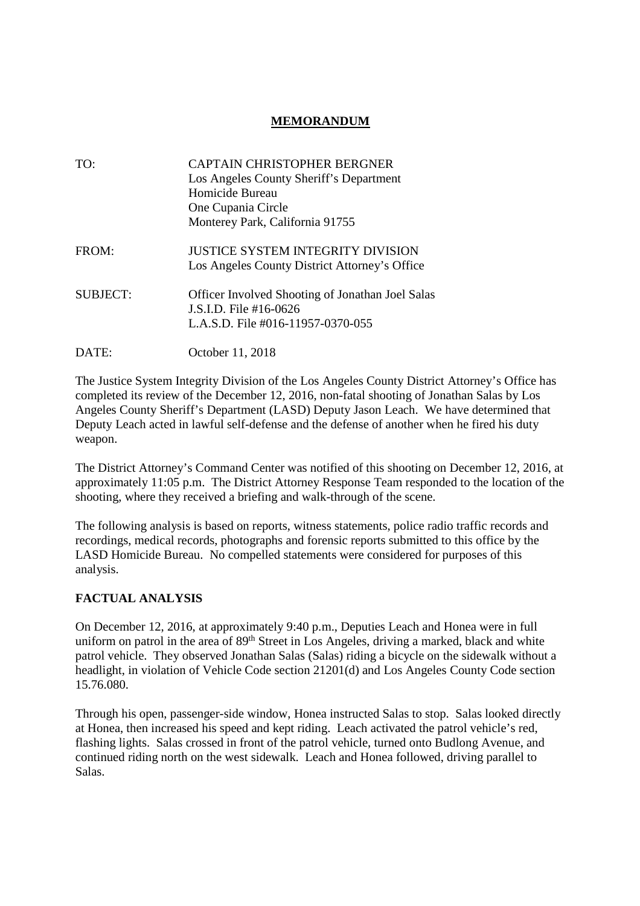# MEMORANDUM

| | |
|---|---|
| TO: | CAPTAIN CHRISTOPHER BERGNER<br>Los Angeles County Sheriff's Department<br>Homicide Bureau<br>One Cupania Circle<br>Monterey Park, California 91755 |
| FROM: | JUSTICE SYSTEM INTEGRITY DIVISION<br>Los Angeles County District Attorney's Office |
| SUBJECT: | Officer Involved Shooting of Jonathan Joel Salas<br>J.S.I.D. File #16-0626<br>L.A.S.D. File #016-11957-0370-055 |
| DATE: | October 11, 2018 |

The Justice System Integrity Division of the Los Angeles County District Attorney's Office has completed its review of the December 12, 2016, non-fatal shooting of Jonathan Salas by Los Angeles County Sheriff's Department (LASD) Deputy Jason Leach. We have determined that Deputy Leach acted in lawful self-defense and the defense of another when he fired his duty weapon.

The District Attorney's Command Center was notified of this shooting on December 12, 2016, at approximately 11:05 p.m. The District Attorney Response Team responded to the location of the shooting, where they received a briefing and walk-through of the scene.

The following analysis is based on reports, witness statements, police radio traffic records and recordings, medical records, photographs and forensic reports submitted to this office by the LASD Homicide Bureau. No compelled statements were considered for purposes of this analysis.

## FACTUAL ANALYSIS

On December 12, 2016, at approximately 9:40 p.m., Deputies Leach and Honea were in full uniform on patrol in the area of 89th Street in Los Angeles, driving a marked, black and white patrol vehicle. They observed Jonathan Salas (Salas) riding a bicycle on the sidewalk without a headlight, in violation of Vehicle Code section 21201(d) and Los Angeles County Code section 15.76.080.

Through his open, passenger-side window, Honea instructed Salas to stop. Salas looked directly at Honea, then increased his speed and kept riding. Leach activated the patrol vehicle's red, flashing lights. Salas crossed in front of the patrol vehicle, turned onto Budlong Avenue, and continued riding north on the west sidewalk. Leach and Honea followed, driving parallel to Salas.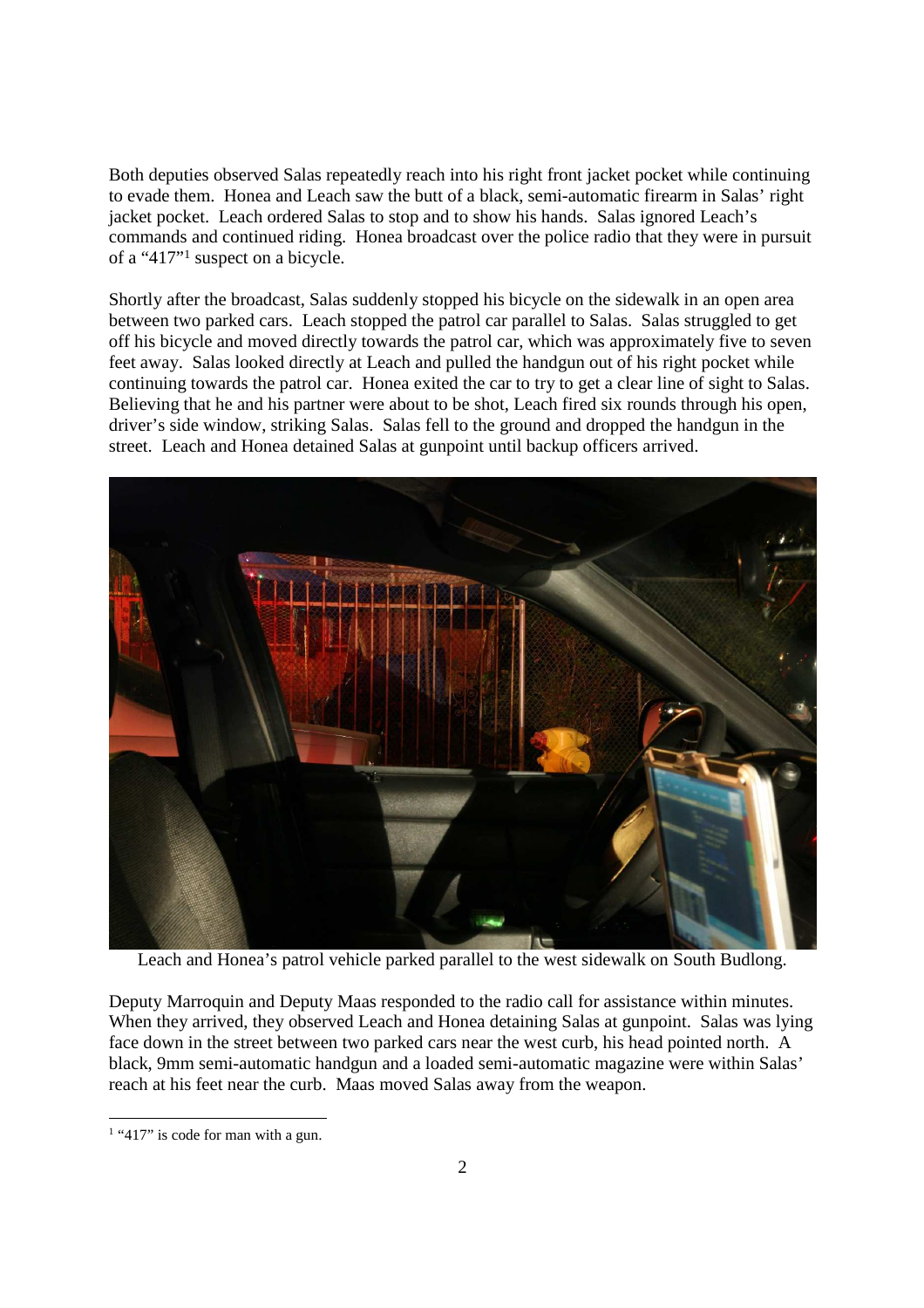Both deputies observed Salas repeatedly reach into his right front jacket pocket while continuing to evade them. Honea and Leach saw the butt of a black, semi-automatic firearm in Salas' right jacket pocket. Leach ordered Salas to stop and to show his hands. Salas ignored Leach's commands and continued riding. Honea broadcast over the police radio that they were in pursuit of a "417"[1] suspect on a bicycle.

Shortly after the broadcast, Salas suddenly stopped his bicycle on the sidewalk in an open area between two parked cars. Leach stopped the patrol car parallel to Salas. Salas struggled to get off his bicycle and moved directly towards the patrol car, which was approximately five to seven feet away. Salas looked directly at Leach and pulled the handgun out of his right pocket while continuing towards the patrol car. Honea exited the car to try to get a clear line of sight to Salas. Believing that he and his partner were about to be shot, Leach fired six rounds through his open, driver's side window, striking Salas. Salas fell to the ground and dropped the handgun in the street. Leach and Honea detained Salas at gunpoint until backup officers arrived.

Leach and Honea's patrol vehicle parked parallel to the west sidewalk on South Budlong.

Deputy Marroquin and Deputy Maas responded to the radio call for assistance within minutes. When they arrived, they observed Leach and Honea detaining Salas at gunpoint. Salas was lying face down in the street between two parked cars near the west curb, his head pointed north. A black, 9mm semi-automatic handgun and a loaded semi-automatic magazine were within Salas' reach at his feet near the curb. Maas moved Salas away from the weapon.

[1] "417" is code for man with a gun.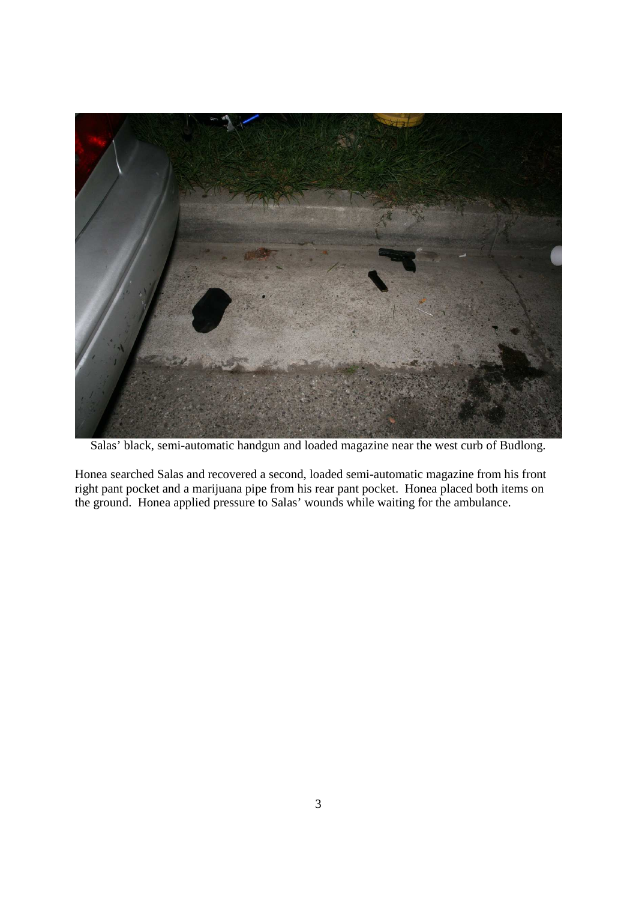Salas' black, semi-automatic handgun and loaded magazine near the west curb of Budlong.

Honea searched Salas and recovered a second, loaded semi-automatic magazine from his front right pant pocket and a marijuana pipe from his rear pant pocket. Honea placed both items on the ground. Honea applied pressure to Salas' wounds while waiting for the ambulance.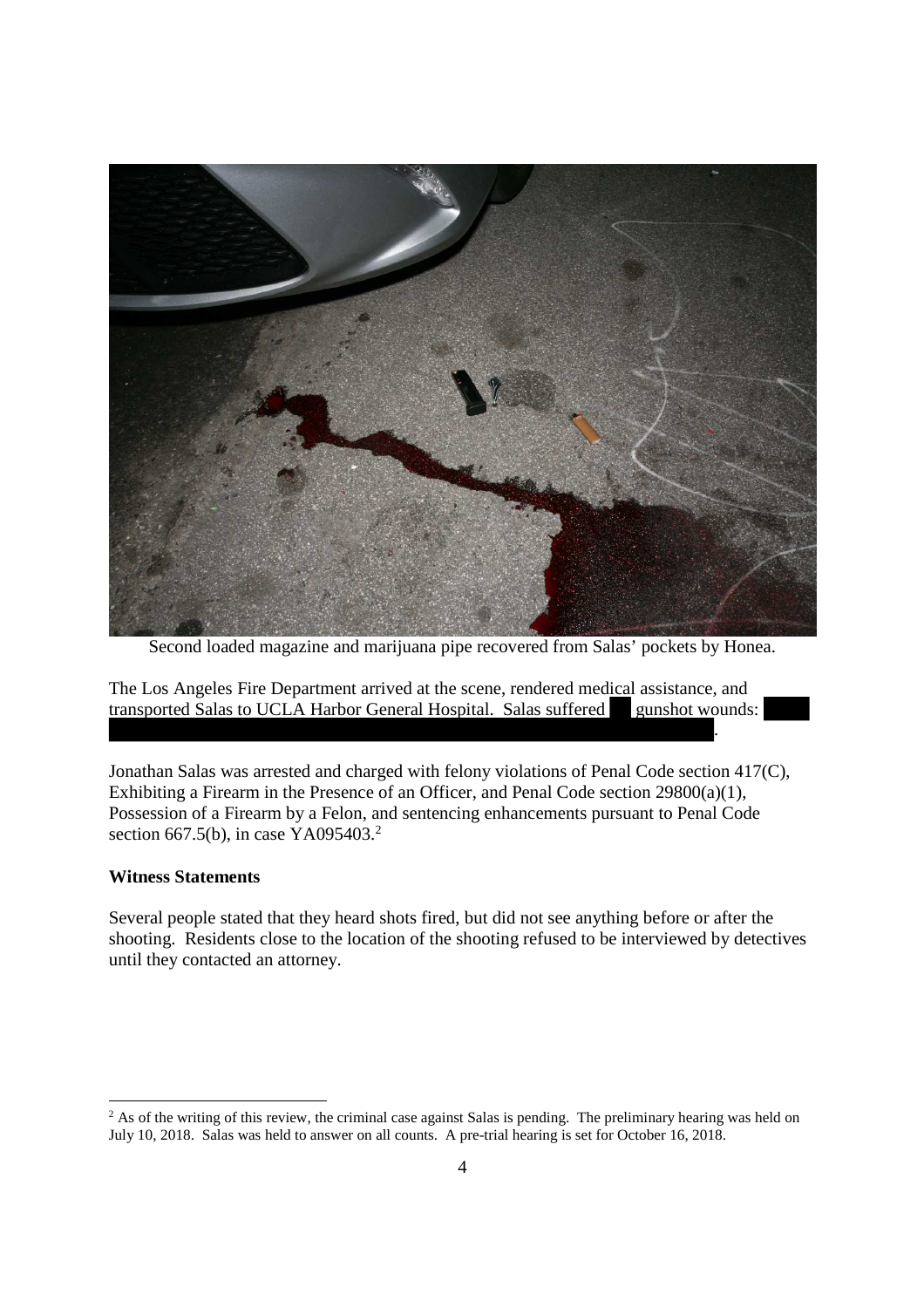Second loaded magazine and marijuana pipe recovered from Salas' pockets by Honea.

The Los Angeles Fire Department arrived at the scene, rendered medical assistance, and transported Salas to UCLA Harbor General Hospital. Salas suffered gunshot wounds: .

Jonathan Salas was arrested and charged with felony violations of Penal Code section 417(C), Exhibiting a Firearm in the Presence of an Officer, and Penal Code section 29800(a)(1), Possession of a Firearm by a Felon, and sentencing enhancements pursuant to Penal Code section 667.5(b), in case YA095403.[2]

**Witness Statements**

Several people stated that they heard shots fired, but did not see anything before or after the shooting. Residents close to the location of the shooting refused to be interviewed by detectives until they contacted an attorney.

[2] As of the writing of this review, the criminal case against Salas is pending. The preliminary hearing was held on July 10, 2018. Salas was held to answer on all counts. A pre-trial hearing is set for October 16, 2018.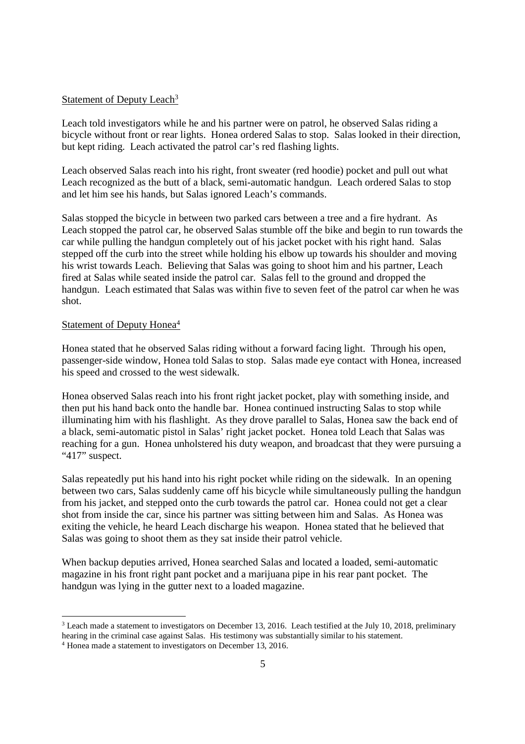Statement of Deputy Leach[3]

Leach told investigators while he and his partner were on patrol, he observed Salas riding a bicycle without front or rear lights. Honea ordered Salas to stop. Salas looked in their direction, but kept riding. Leach activated the patrol car's red flashing lights.

Leach observed Salas reach into his right, front sweater (red hoodie) pocket and pull out what Leach recognized as the butt of a black, semi-automatic handgun. Leach ordered Salas to stop and let him see his hands, but Salas ignored Leach's commands.

Salas stopped the bicycle in between two parked cars between a tree and a fire hydrant. As Leach stopped the patrol car, he observed Salas stumble off the bike and begin to run towards the car while pulling the handgun completely out of his jacket pocket with his right hand. Salas stepped off the curb into the street while holding his elbow up towards his shoulder and moving his wrist towards Leach. Believing that Salas was going to shoot him and his partner, Leach fired at Salas while seated inside the patrol car. Salas fell to the ground and dropped the handgun. Leach estimated that Salas was within five to seven feet of the patrol car when he was shot.

Statement of Deputy Honea[4]

Honea stated that he observed Salas riding without a forward facing light. Through his open, passenger-side window, Honea told Salas to stop. Salas made eye contact with Honea, increased his speed and crossed to the west sidewalk.

Honea observed Salas reach into his front right jacket pocket, play with something inside, and then put his hand back onto the handle bar. Honea continued instructing Salas to stop while illuminating him with his flashlight. As they drove parallel to Salas, Honea saw the back end of a black, semi-automatic pistol in Salas' right jacket pocket. Honea told Leach that Salas was reaching for a gun. Honea unholstered his duty weapon, and broadcast that they were pursuing a "417" suspect.

Salas repeatedly put his hand into his right pocket while riding on the sidewalk. In an opening between two cars, Salas suddenly came off his bicycle while simultaneously pulling the handgun from his jacket, and stepped onto the curb towards the patrol car. Honea could not get a clear shot from inside the car, since his partner was sitting between him and Salas. As Honea was exiting the vehicle, he heard Leach discharge his weapon. Honea stated that he believed that Salas was going to shoot them as they sat inside their patrol vehicle.

When backup deputies arrived, Honea searched Salas and located a loaded, semi-automatic magazine in his front right pant pocket and a marijuana pipe in his rear pant pocket. The handgun was lying in the gutter next to a loaded magazine.

---

[3] Leach made a statement to investigators on December 13, 2016. Leach testified at the July 10, 2018, preliminary hearing in the criminal case against Salas. His testimony was substantially similar to his statement.

[4] Honea made a statement to investigators on December 13, 2016.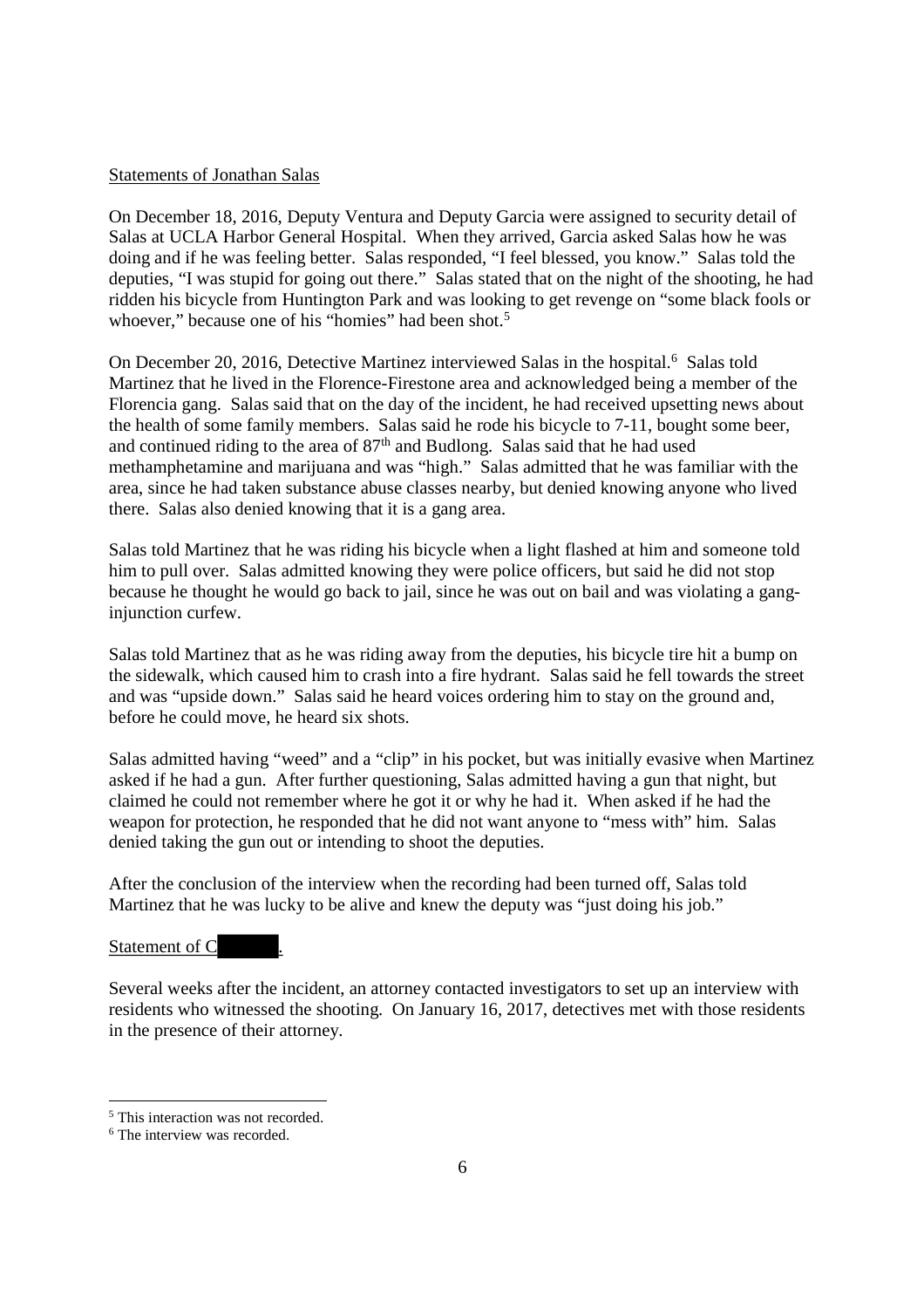Statements of Jonathan Salas

On December 18, 2016, Deputy Ventura and Deputy Garcia were assigned to security detail of Salas at UCLA Harbor General Hospital. When they arrived, Garcia asked Salas how he was doing and if he was feeling better. Salas responded, "I feel blessed, you know." Salas told the deputies, "I was stupid for going out there." Salas stated that on the night of the shooting, he had ridden his bicycle from Huntington Park and was looking to get revenge on "some black fools or whoever," because one of his "homies" had been shot.[5]

On December 20, 2016, Detective Martinez interviewed Salas in the hospital.[6] Salas told Martinez that he lived in the Florence-Firestone area and acknowledged being a member of the Florencia gang. Salas said that on the day of the incident, he had received upsetting news about the health of some family members. Salas said he rode his bicycle to 7-11, bought some beer, and continued riding to the area of 87th and Budlong. Salas said that he had used methamphetamine and marijuana and was "high." Salas admitted that he was familiar with the area, since he had taken substance abuse classes nearby, but denied knowing anyone who lived there. Salas also denied knowing that it is a gang area.

Salas told Martinez that he was riding his bicycle when a light flashed at him and someone told him to pull over. Salas admitted knowing they were police officers, but said he did not stop because he thought he would go back to jail, since he was out on bail and was violating a gang-injunction curfew.

Salas told Martinez that as he was riding away from the deputies, his bicycle tire hit a bump on the sidewalk, which caused him to crash into a fire hydrant. Salas said he fell towards the street and was "upside down." Salas said he heard voices ordering him to stay on the ground and, before he could move, he heard six shots.

Salas admitted having "weed" and a "clip" in his pocket, but was initially evasive when Martinez asked if he had a gun. After further questioning, Salas admitted having a gun that night, but claimed he could not remember where he got it or why he had it. When asked if he had the weapon for protection, he responded that he did not want anyone to "mess with" him. Salas denied taking the gun out or intending to shoot the deputies.

After the conclusion of the interview when the recording had been turned off, Salas told Martinez that he was lucky to be alive and knew the deputy was "just doing his job."

Statement of C█████.

Several weeks after the incident, an attorney contacted investigators to set up an interview with residents who witnessed the shooting. On January 16, 2017, detectives met with those residents in the presence of their attorney.

---

[5] This interaction was not recorded.

[6] The interview was recorded.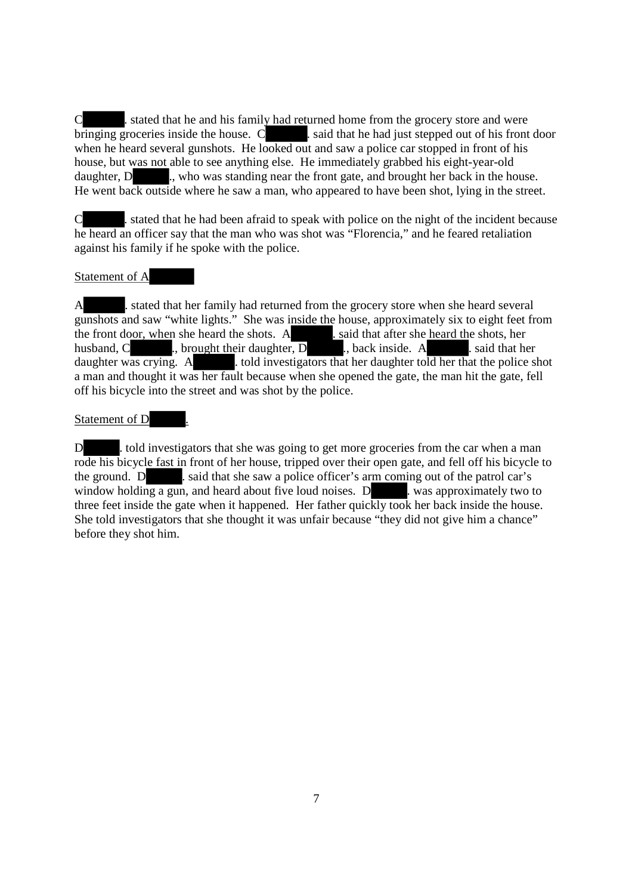C█████. stated that he and his family had returned home from the grocery store and were bringing groceries inside the house. C█████. said that he had just stepped out of his front door when he heard several gunshots. He looked out and saw a police car stopped in front of his house, but was not able to see anything else. He immediately grabbed his eight-year-old daughter, D█████., who was standing near the front gate, and brought her back in the house. He went back outside where he saw a man, who appeared to have been shot, lying in the street.

C█████. stated that he had been afraid to speak with police on the night of the incident because he heard an officer say that the man who was shot was "Florencia," and he feared retaliation against his family if he spoke with the police.

Statement of A█████

A█████. stated that her family had returned from the grocery store when she heard several gunshots and saw "white lights." She was inside the house, approximately six to eight feet from the front door, when she heard the shots. A█████. said that after she heard the shots, her husband, C█████., brought their daughter, D█████., back inside. A█████. said that her daughter was crying. A█████. told investigators that her daughter told her that the police shot a man and thought it was her fault because when she opened the gate, the man hit the gate, fell off his bicycle into the street and was shot by the police.

Statement of D█████.

D█████. told investigators that she was going to get more groceries from the car when a man rode his bicycle fast in front of her house, tripped over their open gate, and fell off his bicycle to the ground. D█████. said that she saw a police officer's arm coming out of the patrol car's window holding a gun, and heard about five loud noises. D█████. was approximately two to three feet inside the gate when it happened. Her father quickly took her back inside the house. She told investigators that she thought it was unfair because "they did not give him a chance" before they shot him.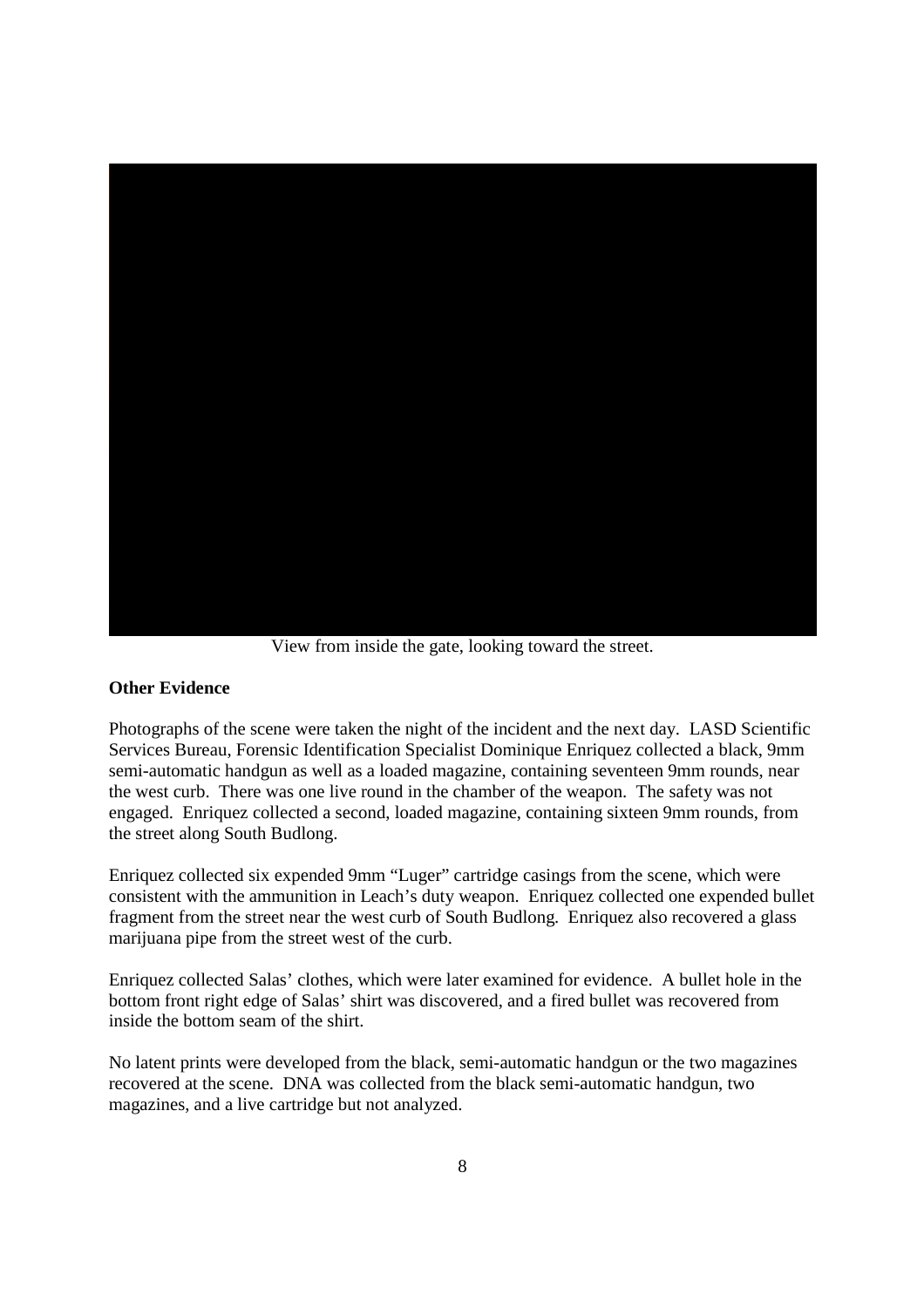View from inside the gate, looking toward the street.

**Other Evidence**

Photographs of the scene were taken the night of the incident and the next day. LASD Scientific Services Bureau, Forensic Identification Specialist Dominique Enriquez collected a black, 9mm semi-automatic handgun as well as a loaded magazine, containing seventeen 9mm rounds, near the west curb. There was one live round in the chamber of the weapon. The safety was not engaged. Enriquez collected a second, loaded magazine, containing sixteen 9mm rounds, from the street along South Budlong.

Enriquez collected six expended 9mm "Luger" cartridge casings from the scene, which were consistent with the ammunition in Leach's duty weapon. Enriquez collected one expended bullet fragment from the street near the west curb of South Budlong. Enriquez also recovered a glass marijuana pipe from the street west of the curb.

Enriquez collected Salas' clothes, which were later examined for evidence. A bullet hole in the bottom front right edge of Salas' shirt was discovered, and a fired bullet was recovered from inside the bottom seam of the shirt.

No latent prints were developed from the black, semi-automatic handgun or the two magazines recovered at the scene. DNA was collected from the black semi-automatic handgun, two magazines, and a live cartridge but not analyzed.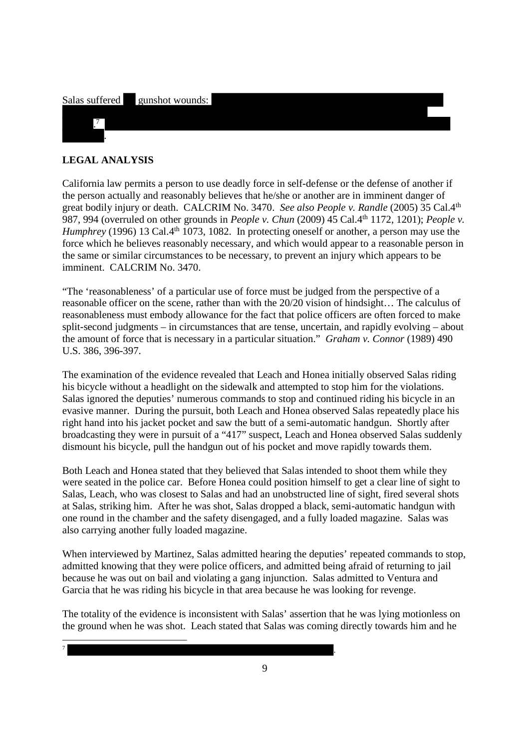Salas suffered gunshot wounds: .[7]

.

**LEGAL ANALYSIS**

California law permits a person to use deadly force in self-defense or the defense of another if the person actually and reasonably believes that he/she or another are in imminent danger of great bodily injury or death. CALCRIM No. 3470. *See also People v. Randle* (2005) 35 Cal.4th 987, 994 (overruled on other grounds in *People v. Chun* (2009) 45 Cal.4th 1172, 1201); *People v. Humphrey* (1996) 13 Cal.4th 1073, 1082. In protecting oneself or another, a person may use the force which he believes reasonably necessary, and which would appear to a reasonable person in the same or similar circumstances to be necessary, to prevent an injury which appears to be imminent. CALCRIM No. 3470.

"The 'reasonableness' of a particular use of force must be judged from the perspective of a reasonable officer on the scene, rather than with the 20/20 vision of hindsight… The calculus of reasonableness must embody allowance for the fact that police officers are often forced to make split-second judgments – in circumstances that are tense, uncertain, and rapidly evolving – about the amount of force that is necessary in a particular situation." *Graham v. Connor* (1989) 490 U.S. 386, 396-397.

The examination of the evidence revealed that Leach and Honea initially observed Salas riding his bicycle without a headlight on the sidewalk and attempted to stop him for the violations. Salas ignored the deputies' numerous commands to stop and continued riding his bicycle in an evasive manner. During the pursuit, both Leach and Honea observed Salas repeatedly place his right hand into his jacket pocket and saw the butt of a semi-automatic handgun. Shortly after broadcasting they were in pursuit of a "417" suspect, Leach and Honea observed Salas suddenly dismount his bicycle, pull the handgun out of his pocket and move rapidly towards them.

Both Leach and Honea stated that they believed that Salas intended to shoot them while they were seated in the police car. Before Honea could position himself to get a clear line of sight to Salas, Leach, who was closest to Salas and had an unobstructed line of sight, fired several shots at Salas, striking him. After he was shot, Salas dropped a black, semi-automatic handgun with one round in the chamber and the safety disengaged, and a fully loaded magazine. Salas was also carrying another fully loaded magazine.

When interviewed by Martinez, Salas admitted hearing the deputies' repeated commands to stop, admitted knowing that they were police officers, and admitted being afraid of returning to jail because he was out on bail and violating a gang injunction. Salas admitted to Ventura and Garcia that he was riding his bicycle in that area because he was looking for revenge.

The totality of the evidence is inconsistent with Salas' assertion that he was lying motionless on the ground when he was shot. Leach stated that Salas was coming directly towards him and he

---

[7] .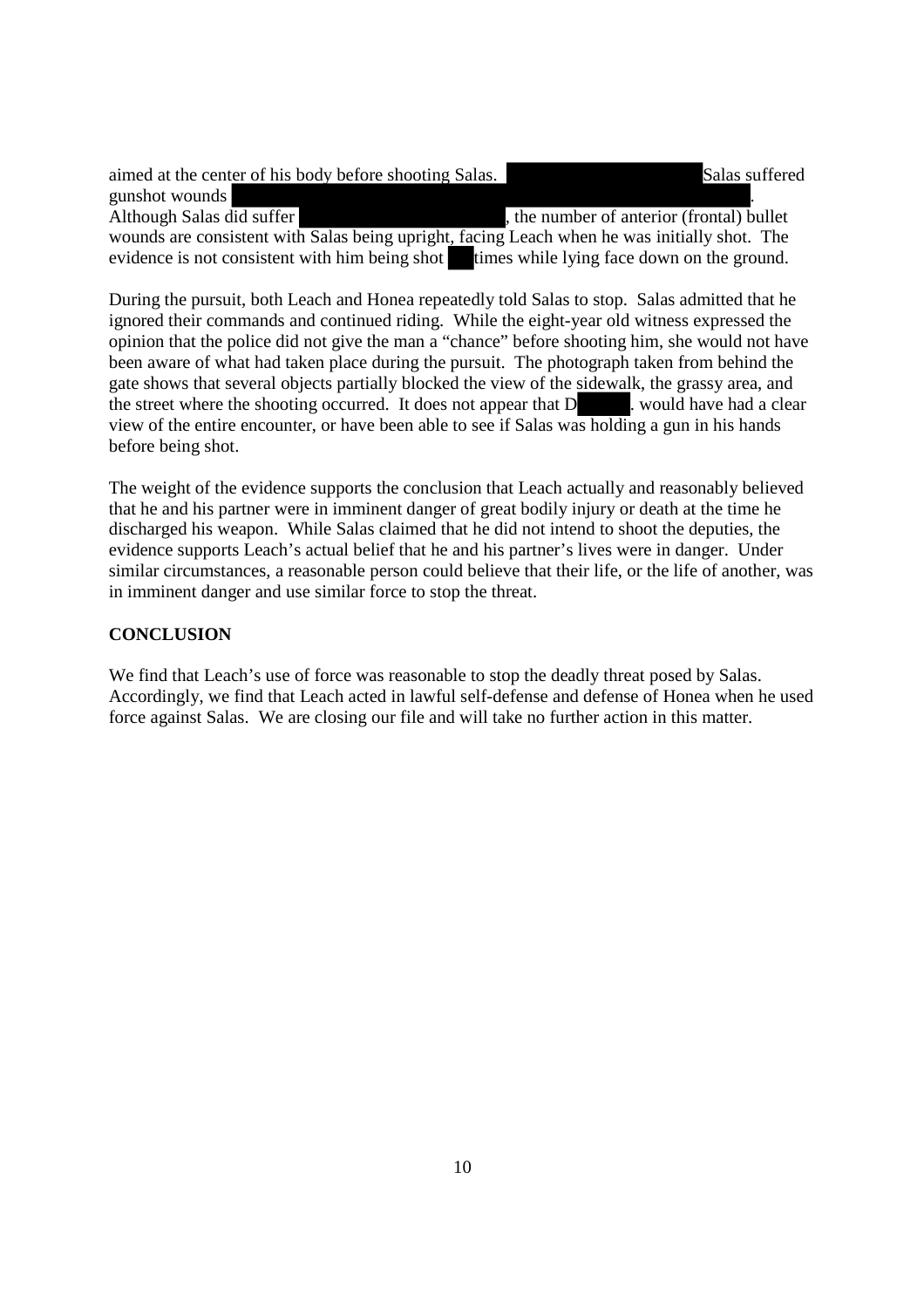aimed at the center of his body before shooting Salas. Salas suffered gunshot wounds . Although Salas did suffer , the number of anterior (frontal) bullet wounds are consistent with Salas being upright, facing Leach when he was initially shot. The evidence is not consistent with him being shot times while lying face down on the ground.

During the pursuit, both Leach and Honea repeatedly told Salas to stop. Salas admitted that he ignored their commands and continued riding. While the eight-year old witness expressed the opinion that the police did not give the man a "chance" before shooting him, she would not have been aware of what had taken place during the pursuit. The photograph taken from behind the gate shows that several objects partially blocked the view of the sidewalk, the grassy area, and the street where the shooting occurred. It does not appear that D . would have had a clear view of the entire encounter, or have been able to see if Salas was holding a gun in his hands before being shot.

The weight of the evidence supports the conclusion that Leach actually and reasonably believed that he and his partner were in imminent danger of great bodily injury or death at the time he discharged his weapon. While Salas claimed that he did not intend to shoot the deputies, the evidence supports Leach's actual belief that he and his partner's lives were in danger. Under similar circumstances, a reasonable person could believe that their life, or the life of another, was in imminent danger and use similar force to stop the threat.

## CONCLUSION

We find that Leach's use of force was reasonable to stop the deadly threat posed by Salas. Accordingly, we find that Leach acted in lawful self-defense and defense of Honea when he used force against Salas. We are closing our file and will take no further action in this matter.